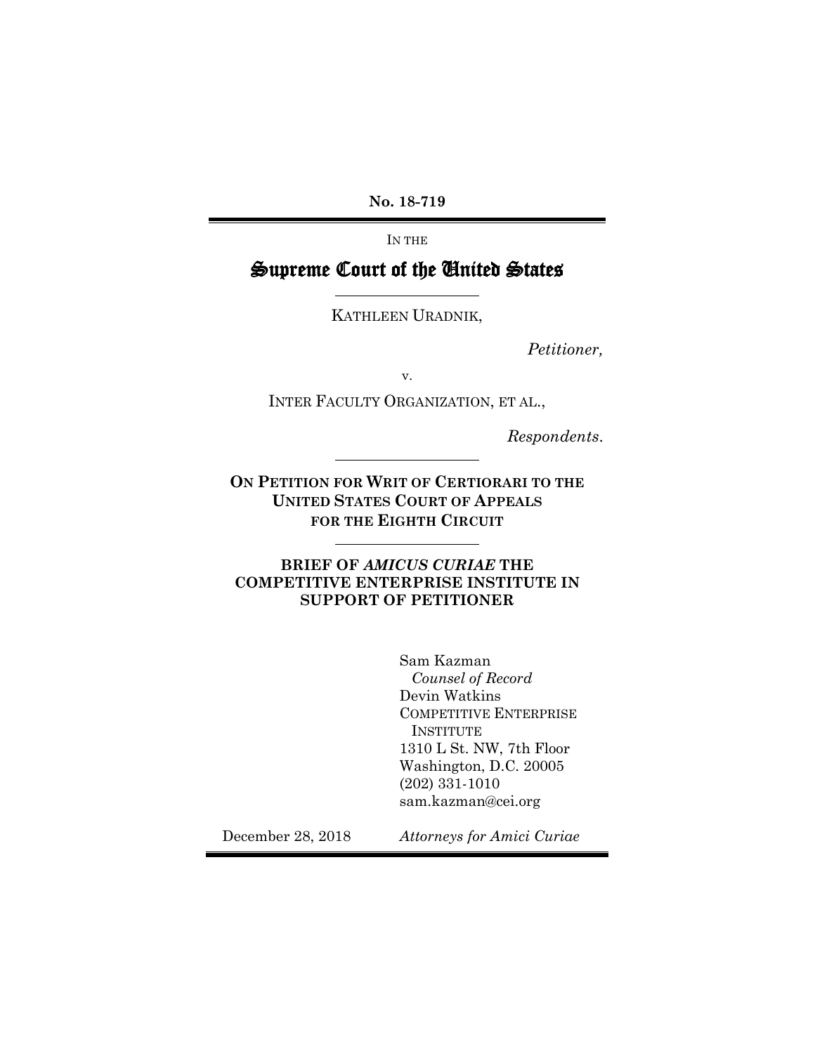**No. 18-719**

IN THE

# Supreme Court of the United States

KATHLEEN URADNIK,

*Petitioner,*

v.

INTER FACULTY ORGANIZATION, ET AL.,

*Respondents.*

**ON PETITION FOR WRIT OF CERTIORARI TO THE UNITED STATES COURT OF APPEALS FOR THE EIGHTH CIRCUIT**

**BRIEF OF *AMICUS CURIAE* THE COMPETITIVE ENTERPRISE INSTITUTE IN SUPPORT OF PETITIONER**

Sam Kazman
*Counsel of Record*
Devin Watkins
COMPETITIVE ENTERPRISE INSTITUTE
1310 L St. NW, 7th Floor
Washington, D.C. 20005
(202) 331-1010
sam.kazman@cei.org

December 28, 2018

*Attorneys for Amici Curiae*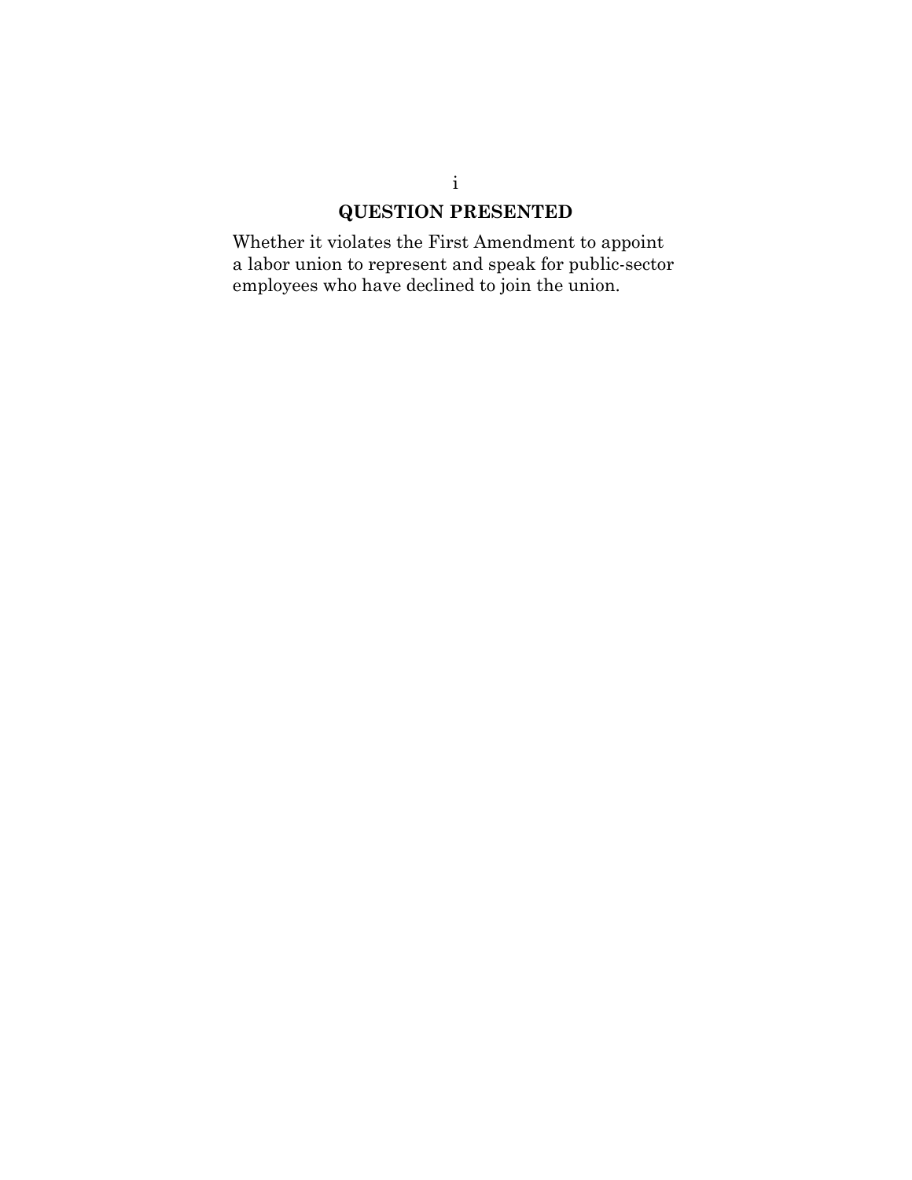## QUESTION PRESENTED

Whether it violates the First Amendment to appoint a labor union to represent and speak for public-sector employees who have declined to join the union.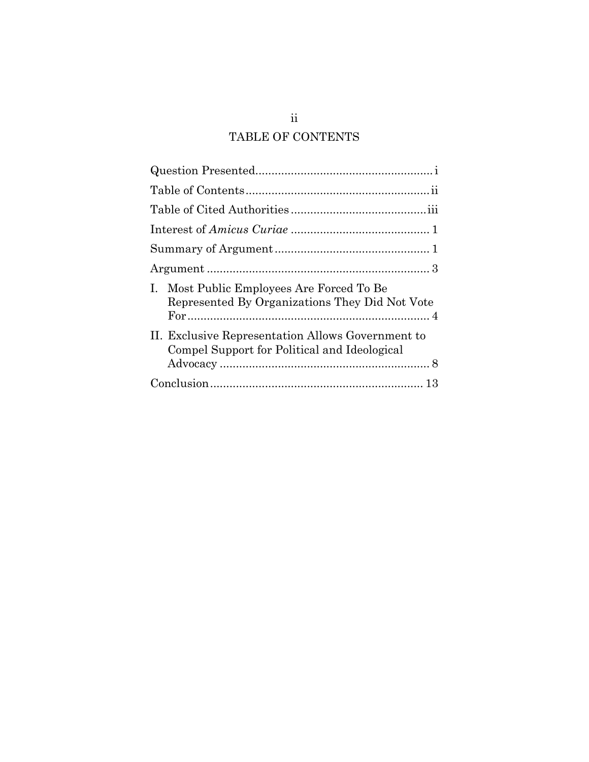# TABLE OF CONTENTS

| | |
|---|---|
| Question Presented | i |
| Table of Contents | ii |
| Table of Cited Authorities | iii |
| Interest of *Amicus Curiae* | 1 |
| Summary of Argument | 1 |
| Argument | 3 |
| I. Most Public Employees Are Forced To Be Represented By Organizations They Did Not Vote For | 4 |
| II. Exclusive Representation Allows Government to Compel Support for Political and Ideological Advocacy | 8 |
| Conclusion | 13 |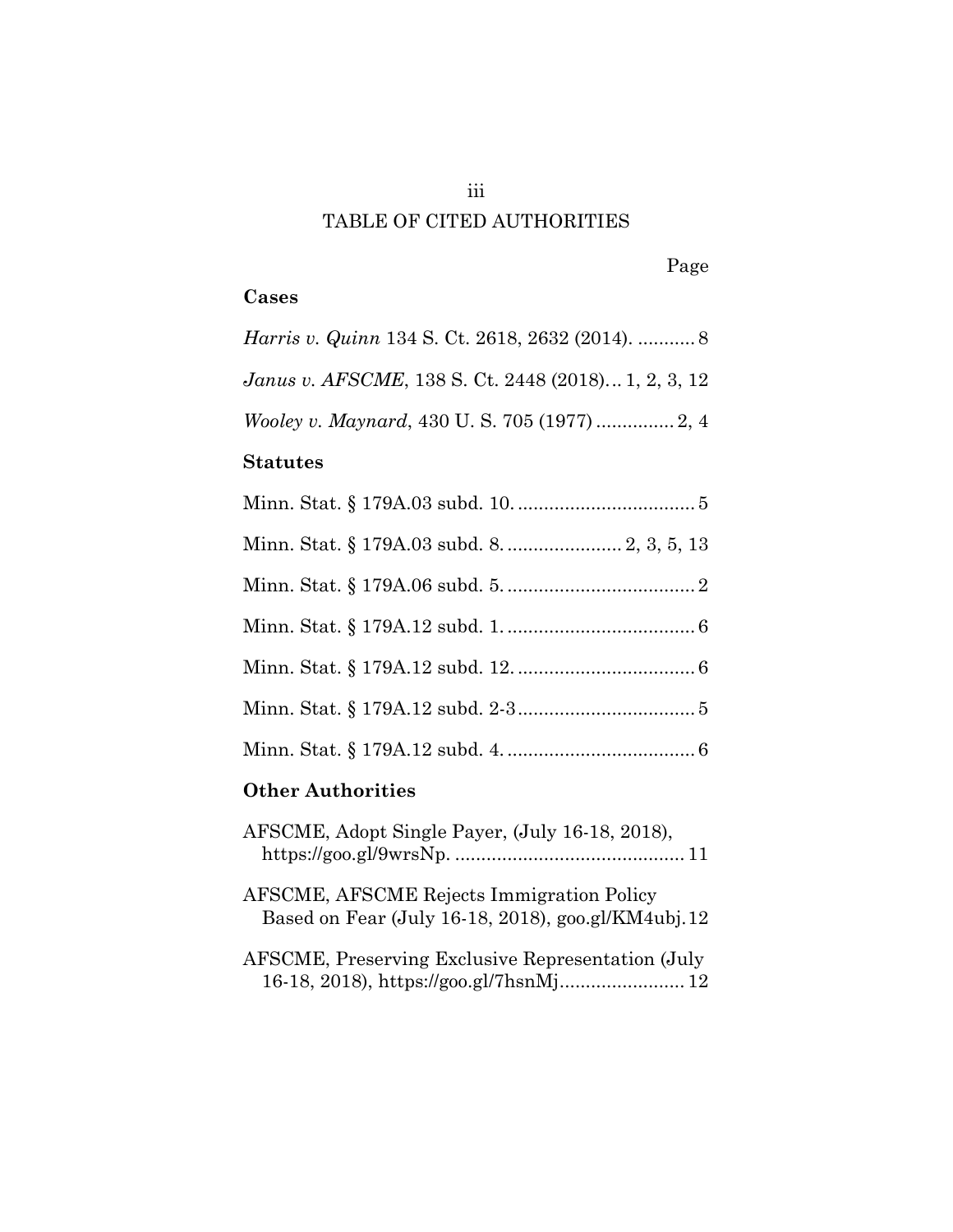# TABLE OF CITED AUTHORITIES

Page

## Cases

*Harris v. Quinn* 134 S. Ct. 2618, 2632 (2014). ........... 8

*Janus v. AFSCME*, 138 S. Ct. 2448 (2018)... 1, 2, 3, 12

*Wooley v. Maynard*, 430 U. S. 705 (1977) ............... 2, 4

## Statutes

Minn. Stat. § 179A.03 subd. 10. .................................. 5

Minn. Stat. § 179A.03 subd. 8. ...................... 2, 3, 5, 13

Minn. Stat. § 179A.06 subd. 5. .................................... 2

Minn. Stat. § 179A.12 subd. 1. .................................... 6

Minn. Stat. § 179A.12 subd. 12. .................................. 6

Minn. Stat. § 179A.12 subd. 2-3 .................................. 5

Minn. Stat. § 179A.12 subd. 4. .................................... 6

## Other Authorities

AFSCME, Adopt Single Payer, (July 16-18, 2018), https://goo.gl/9wrsNp. ............................................ 11

AFSCME, AFSCME Rejects Immigration Policy Based on Fear (July 16-18, 2018), goo.gl/KM4ubj. 12

AFSCME, Preserving Exclusive Representation (July 16-18, 2018), https://goo.gl/7hsnMj........................ 12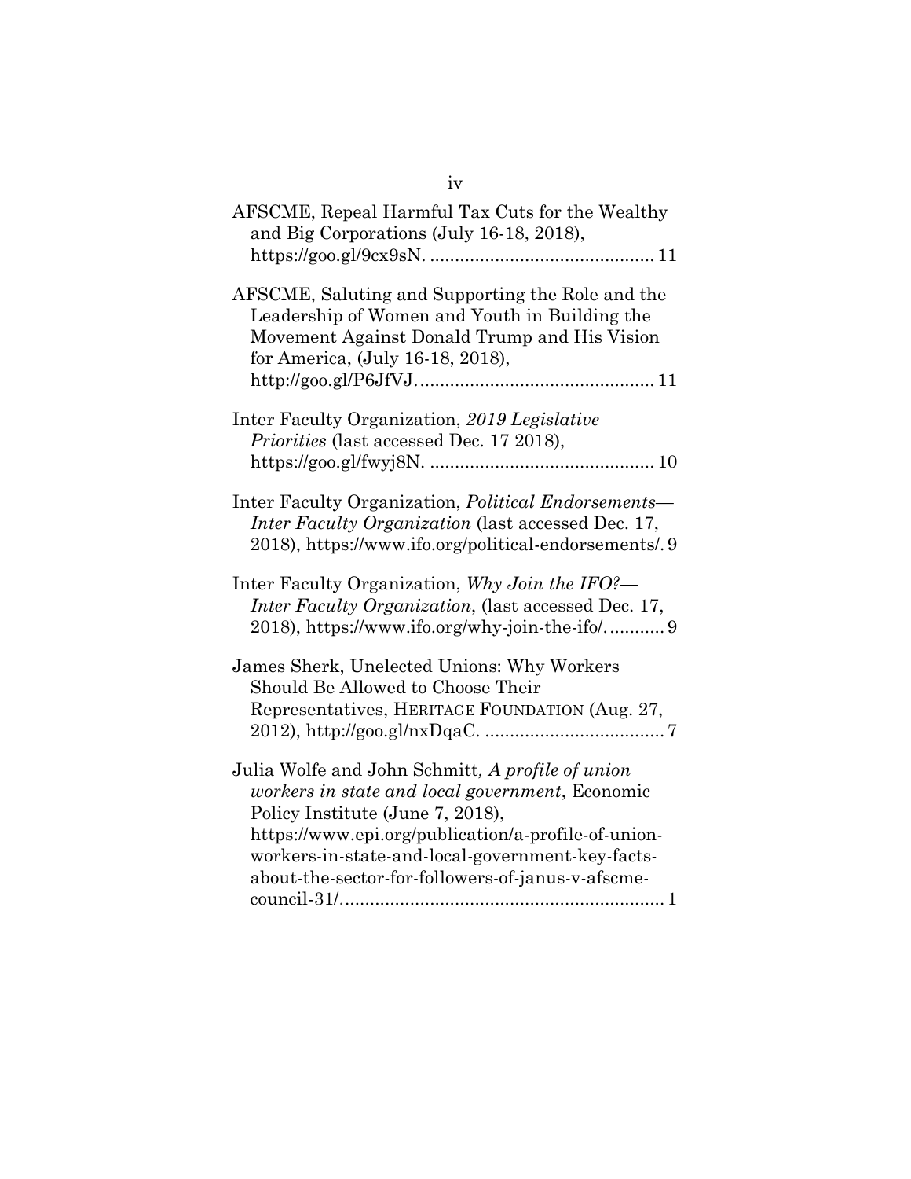AFSCME, Repeal Harmful Tax Cuts for the Wealthy and Big Corporations (July 16-18, 2018), https://goo.gl/9cx9sN. ............................................ 11

AFSCME, Saluting and Supporting the Role and the Leadership of Women and Youth in Building the Movement Against Donald Trump and His Vision for America, (July 16-18, 2018), http://goo.gl/P6JfVJ. .............................................. 11

Inter Faculty Organization, *2019 Legislative Priorities* (last accessed Dec. 17 2018), https://goo.gl/fwyj8N. ............................................ 10

Inter Faculty Organization, *Political Endorsements—Inter Faculty Organization* (last accessed Dec. 17, 2018), https://www.ifo.org/political-endorsements/. 9

Inter Faculty Organization, *Why Join the IFO?—Inter Faculty Organization*, (last accessed Dec. 17, 2018), https://www.ifo.org/why-join-the-ifo/. ........... 9

James Sherk, Unelected Unions: Why Workers Should Be Allowed to Choose Their Representatives, HERITAGE FOUNDATION (Aug. 27, 2012), http://goo.gl/nxDqaC. .................................... 7

Julia Wolfe and John Schmitt*, A profile of union workers in state and local government*, Economic Policy Institute (June 7, 2018), https://www.epi.org/publication/a-profile-of-union-workers-in-state-and-local-government-key-facts-about-the-sector-for-followers-of-janus-v-afscme-council-31/. ................................................................ 1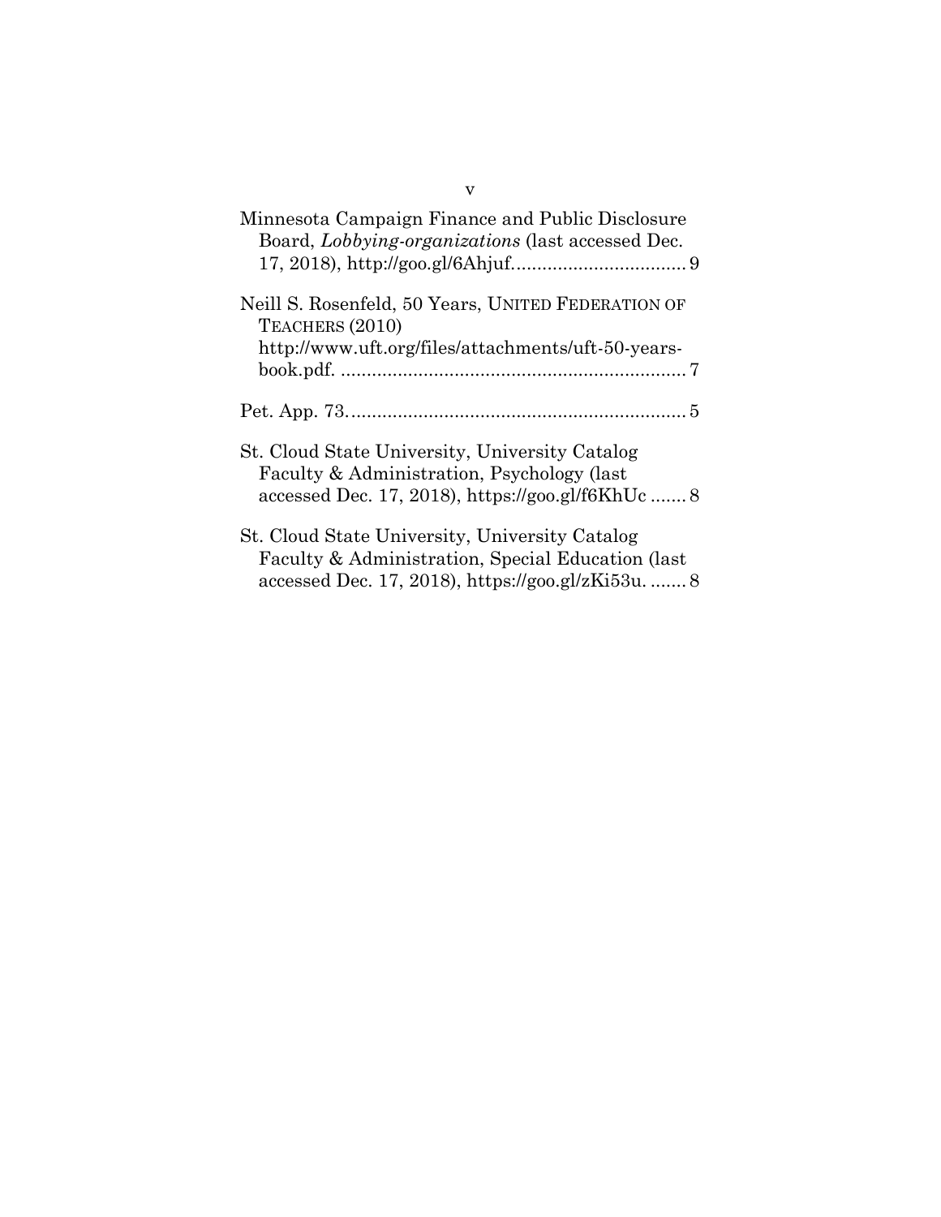Minnesota Campaign Finance and Public Disclosure Board, *Lobbying-organizations* (last accessed Dec. 17, 2018), http://goo.gl/6Ahjuf. .................................. 9

Neill S. Rosenfeld, 50 Years, UNITED FEDERATION OF TEACHERS (2010) http://www.uft.org/files/attachments/uft-50-years-book.pdf. .................................................................. 7

Pet. App. 73. ................................................................. 5

St. Cloud State University, University Catalog Faculty & Administration, Psychology (last accessed Dec. 17, 2018), https://goo.gl/f6KhUc ....... 8

St. Cloud State University, University Catalog Faculty & Administration, Special Education (last accessed Dec. 17, 2018), https://goo.gl/zKi53u. ....... 8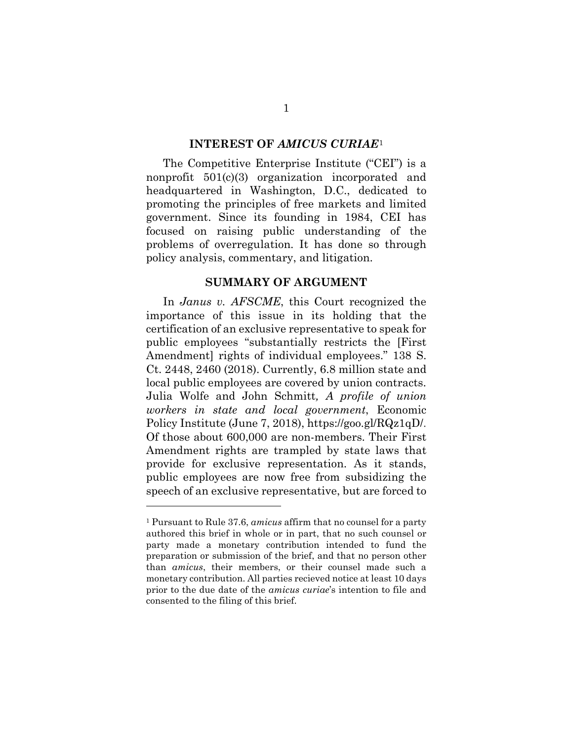## INTEREST OF *AMICUS CURIAE*[1]

The Competitive Enterprise Institute ("CEI") is a nonprofit 501(c)(3) organization incorporated and headquartered in Washington, D.C., dedicated to promoting the principles of free markets and limited government. Since its founding in 1984, CEI has focused on raising public understanding of the problems of overregulation. It has done so through policy analysis, commentary, and litigation.

## SUMMARY OF ARGUMENT

In *Janus v. AFSCME*, this Court recognized the importance of this issue in its holding that the certification of an exclusive representative to speak for public employees "substantially restricts the [First Amendment] rights of individual employees." 138 S. Ct. 2448, 2460 (2018). Currently, 6.8 million state and local public employees are covered by union contracts. Julia Wolfe and John Schmitt*, A profile of union workers in state and local government*, Economic Policy Institute (June 7, 2018), https://goo.gl/RQz1qD/. Of those about 600,000 are non-members. Their First Amendment rights are trampled by state laws that provide for exclusive representation. As it stands, public employees are now free from subsidizing the speech of an exclusive representative, but are forced to

---

[1] Pursuant to Rule 37.6, *amicus* affirm that no counsel for a party authored this brief in whole or in part, that no such counsel or party made a monetary contribution intended to fund the preparation or submission of the brief, and that no person other than *amicus*, their members, or their counsel made such a monetary contribution. All parties recieved notice at least 10 days prior to the due date of the *amicus curiae*'s intention to file and consented to the filing of this brief.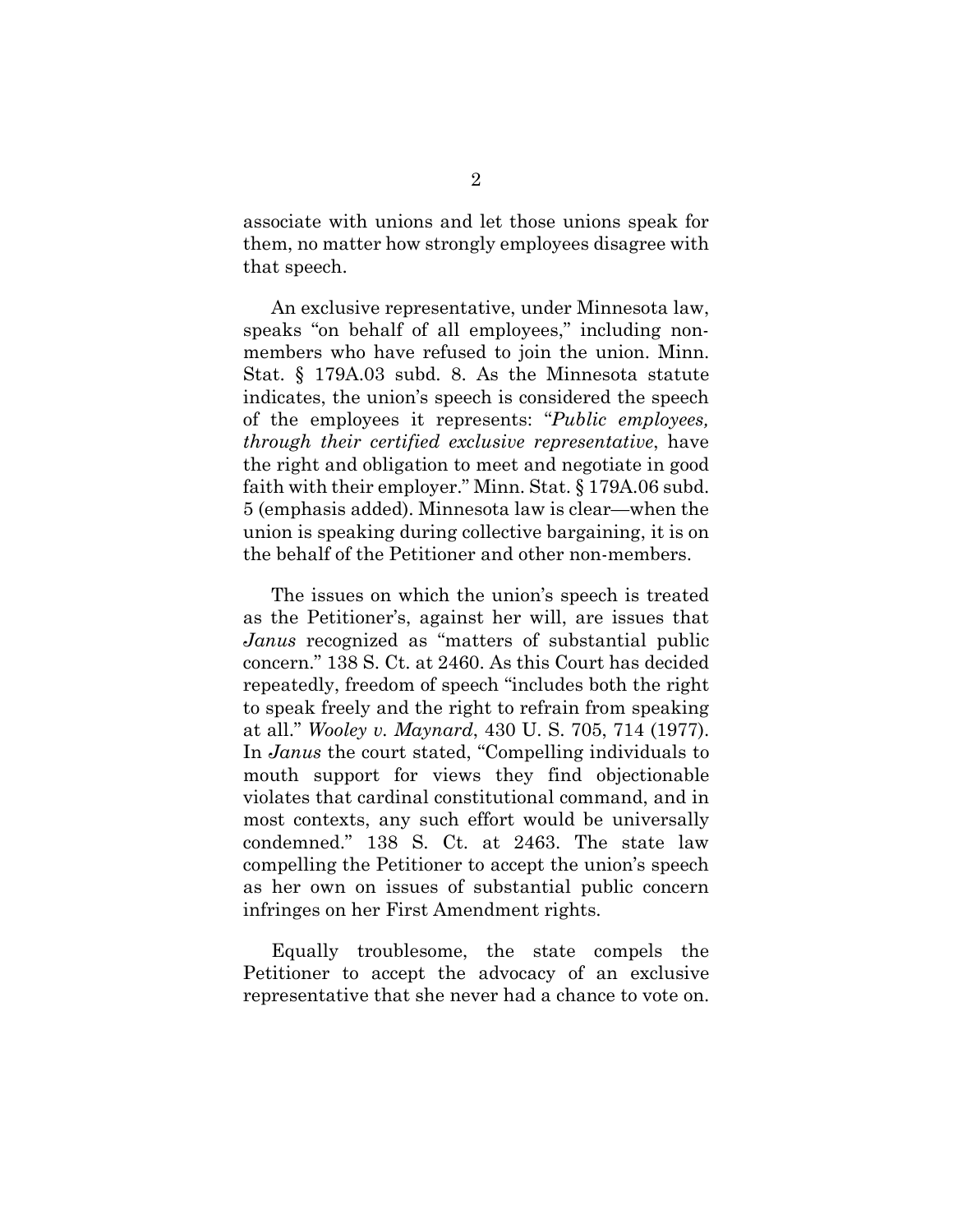associate with unions and let those unions speak for them, no matter how strongly employees disagree with that speech.

An exclusive representative, under Minnesota law, speaks "on behalf of all employees," including non-members who have refused to join the union. Minn. Stat. § 179A.03 subd. 8. As the Minnesota statute indicates, the union's speech is considered the speech of the employees it represents: "*Public employees, through their certified exclusive representative*, have the right and obligation to meet and negotiate in good faith with their employer." Minn. Stat. § 179A.06 subd. 5 (emphasis added). Minnesota law is clear—when the union is speaking during collective bargaining, it is on the behalf of the Petitioner and other non-members.

The issues on which the union's speech is treated as the Petitioner's, against her will, are issues that *Janus* recognized as "matters of substantial public concern." 138 S. Ct. at 2460. As this Court has decided repeatedly, freedom of speech "includes both the right to speak freely and the right to refrain from speaking at all." *Wooley v. Maynard*, 430 U. S. 705, 714 (1977). In *Janus* the court stated, "Compelling individuals to mouth support for views they find objectionable violates that cardinal constitutional command, and in most contexts, any such effort would be universally condemned." 138 S. Ct. at 2463. The state law compelling the Petitioner to accept the union's speech as her own on issues of substantial public concern infringes on her First Amendment rights.

Equally troublesome, the state compels the Petitioner to accept the advocacy of an exclusive representative that she never had a chance to vote on.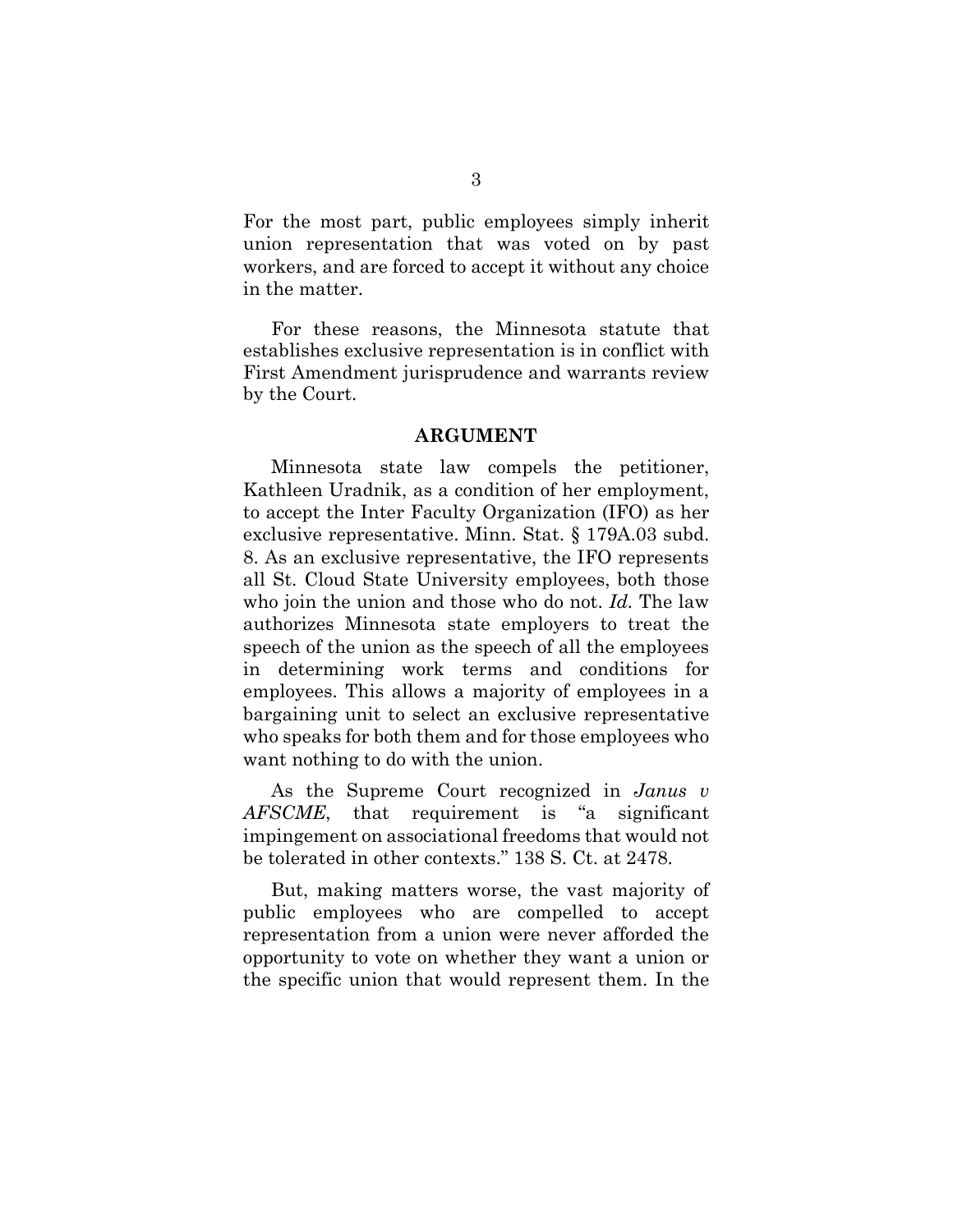For the most part, public employees simply inherit union representation that was voted on by past workers, and are forced to accept it without any choice in the matter.

For these reasons, the Minnesota statute that establishes exclusive representation is in conflict with First Amendment jurisprudence and warrants review by the Court.

## ARGUMENT

Minnesota state law compels the petitioner, Kathleen Uradnik, as a condition of her employment, to accept the Inter Faculty Organization (IFO) as her exclusive representative. Minn. Stat. § 179A.03 subd. 8. As an exclusive representative, the IFO represents all St. Cloud State University employees, both those who join the union and those who do not. *Id.* The law authorizes Minnesota state employers to treat the speech of the union as the speech of all the employees in determining work terms and conditions for employees. This allows a majority of employees in a bargaining unit to select an exclusive representative who speaks for both them and for those employees who want nothing to do with the union.

As the Supreme Court recognized in *Janus v AFSCME*, that requirement is "a significant impingement on associational freedoms that would not be tolerated in other contexts." 138 S. Ct. at 2478.

But, making matters worse, the vast majority of public employees who are compelled to accept representation from a union were never afforded the opportunity to vote on whether they want a union or the specific union that would represent them. In the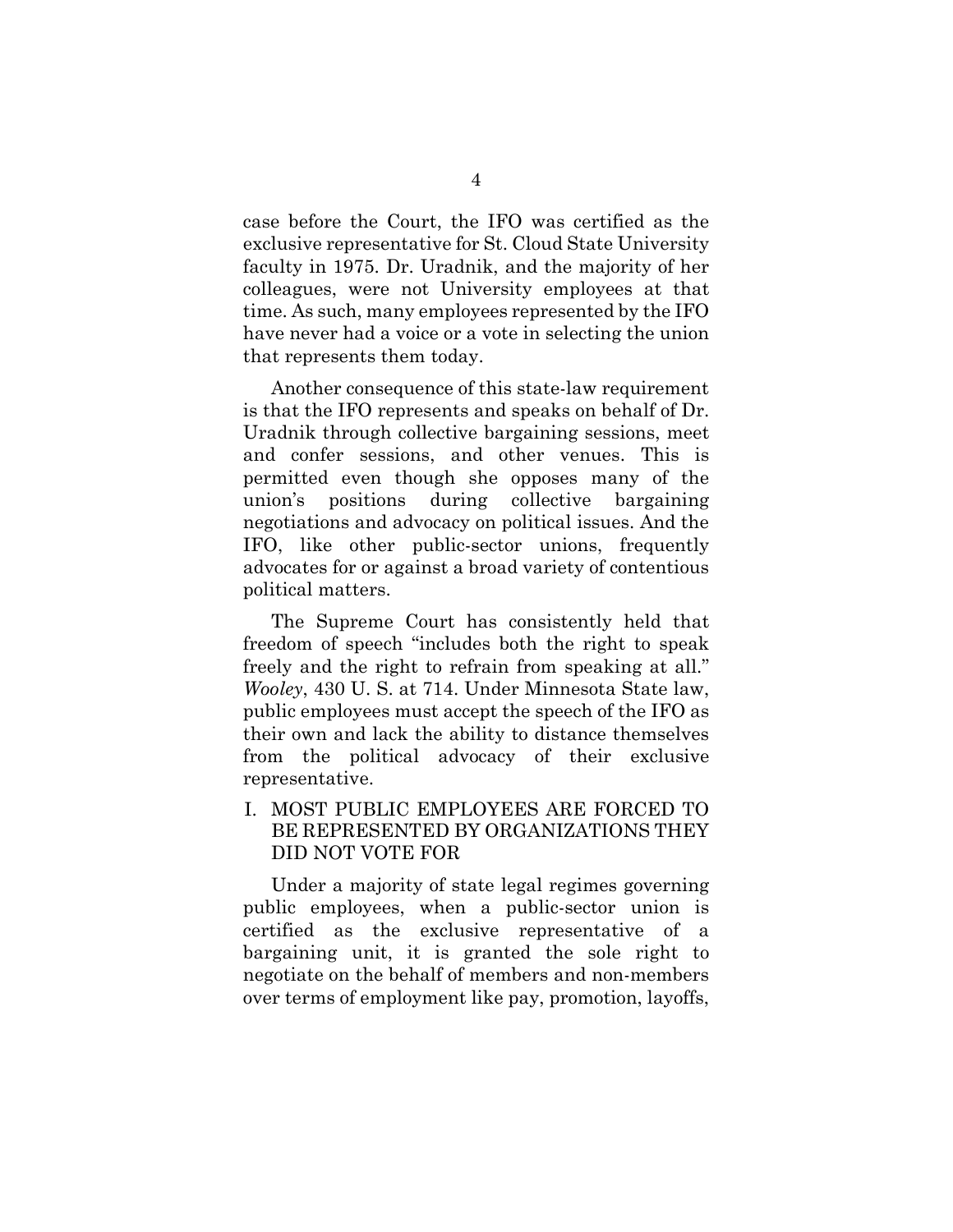case before the Court, the IFO was certified as the exclusive representative for St. Cloud State University faculty in 1975. Dr. Uradnik, and the majority of her colleagues, were not University employees at that time. As such, many employees represented by the IFO have never had a voice or a vote in selecting the union that represents them today.

Another consequence of this state-law requirement is that the IFO represents and speaks on behalf of Dr. Uradnik through collective bargaining sessions, meet and confer sessions, and other venues. This is permitted even though she opposes many of the union's positions during collective bargaining negotiations and advocacy on political issues. And the IFO, like other public-sector unions, frequently advocates for or against a broad variety of contentious political matters.

The Supreme Court has consistently held that freedom of speech "includes both the right to speak freely and the right to refrain from speaking at all." *Wooley*, 430 U. S. at 714. Under Minnesota State law, public employees must accept the speech of the IFO as their own and lack the ability to distance themselves from the political advocacy of their exclusive representative.

## I. MOST PUBLIC EMPLOYEES ARE FORCED TO BE REPRESENTED BY ORGANIZATIONS THEY DID NOT VOTE FOR

Under a majority of state legal regimes governing public employees, when a public-sector union is certified as the exclusive representative of a bargaining unit, it is granted the sole right to negotiate on the behalf of members and non-members over terms of employment like pay, promotion, layoffs,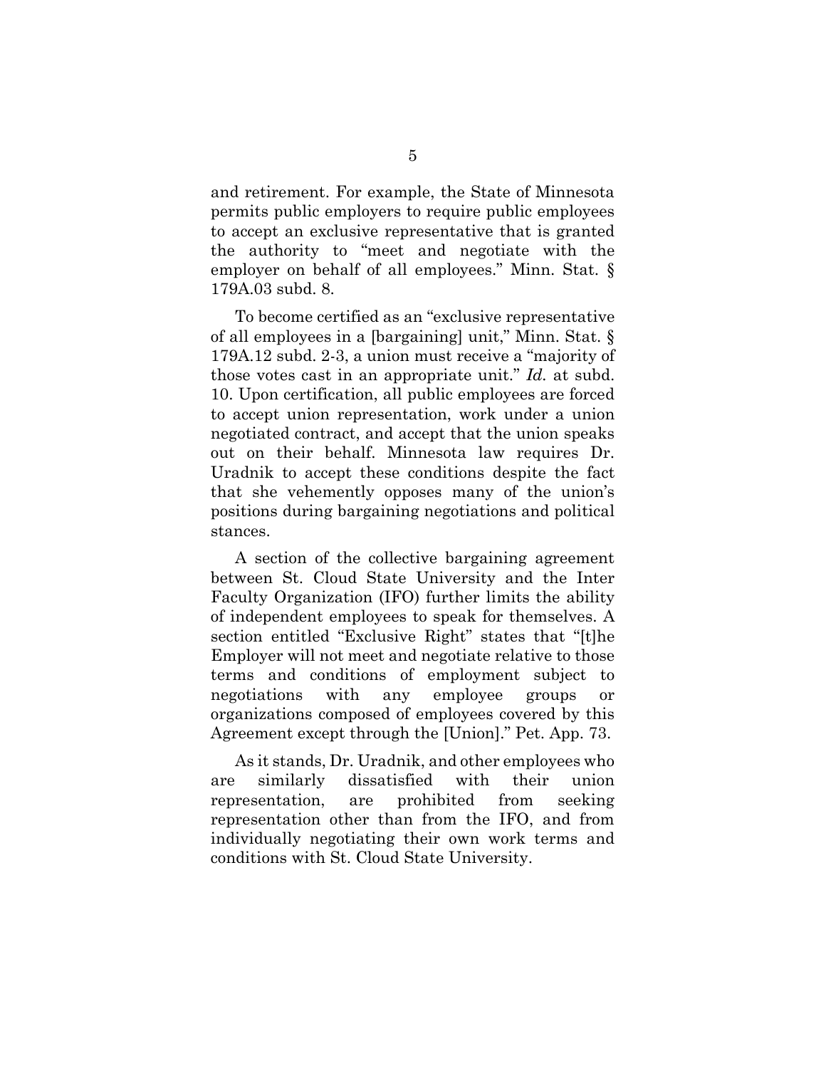and retirement. For example, the State of Minnesota permits public employers to require public employees to accept an exclusive representative that is granted the authority to "meet and negotiate with the employer on behalf of all employees." Minn. Stat. § 179A.03 subd. 8.

To become certified as an "exclusive representative of all employees in a [bargaining] unit," Minn. Stat. § 179A.12 subd. 2-3, a union must receive a "majority of those votes cast in an appropriate unit." *Id.* at subd. 10. Upon certification, all public employees are forced to accept union representation, work under a union negotiated contract, and accept that the union speaks out on their behalf. Minnesota law requires Dr. Uradnik to accept these conditions despite the fact that she vehemently opposes many of the union's positions during bargaining negotiations and political stances.

A section of the collective bargaining agreement between St. Cloud State University and the Inter Faculty Organization (IFO) further limits the ability of independent employees to speak for themselves. A section entitled "Exclusive Right" states that "[t]he Employer will not meet and negotiate relative to those terms and conditions of employment subject to negotiations with any employee groups or organizations composed of employees covered by this Agreement except through the [Union]." Pet. App. 73.

As it stands, Dr. Uradnik, and other employees who are similarly dissatisfied with their union representation, are prohibited from seeking representation other than from the IFO, and from individually negotiating their own work terms and conditions with St. Cloud State University.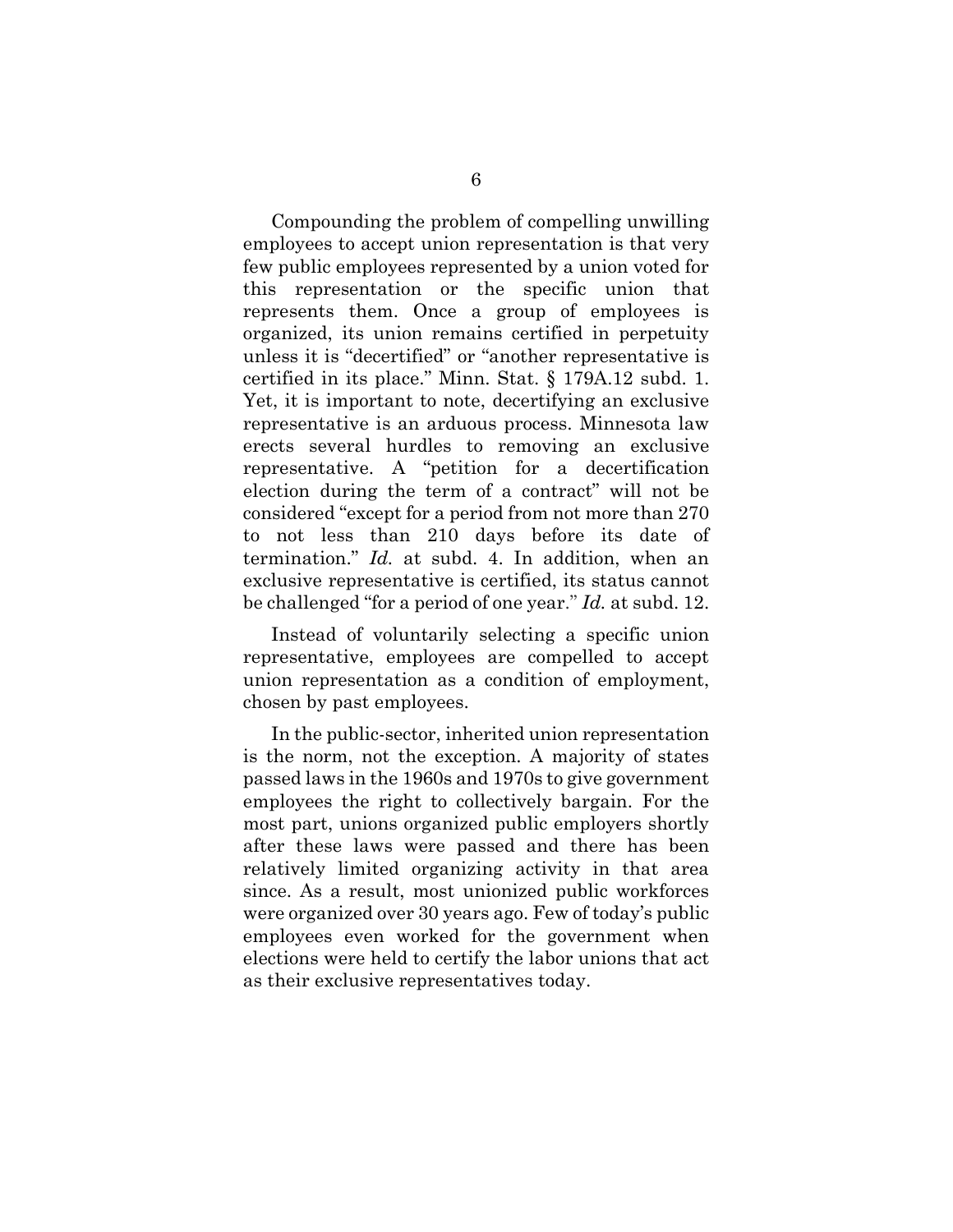Compounding the problem of compelling unwilling employees to accept union representation is that very few public employees represented by a union voted for this representation or the specific union that represents them. Once a group of employees is organized, its union remains certified in perpetuity unless it is "decertified" or "another representative is certified in its place." Minn. Stat. § 179A.12 subd. 1. Yet, it is important to note, decertifying an exclusive representative is an arduous process. Minnesota law erects several hurdles to removing an exclusive representative. A "petition for a decertification election during the term of a contract" will not be considered "except for a period from not more than 270 to not less than 210 days before its date of termination." *Id.* at subd. 4. In addition, when an exclusive representative is certified, its status cannot be challenged "for a period of one year." *Id.* at subd. 12.

Instead of voluntarily selecting a specific union representative, employees are compelled to accept union representation as a condition of employment, chosen by past employees.

In the public-sector, inherited union representation is the norm, not the exception. A majority of states passed laws in the 1960s and 1970s to give government employees the right to collectively bargain. For the most part, unions organized public employers shortly after these laws were passed and there has been relatively limited organizing activity in that area since. As a result, most unionized public workforces were organized over 30 years ago. Few of today's public employees even worked for the government when elections were held to certify the labor unions that act as their exclusive representatives today.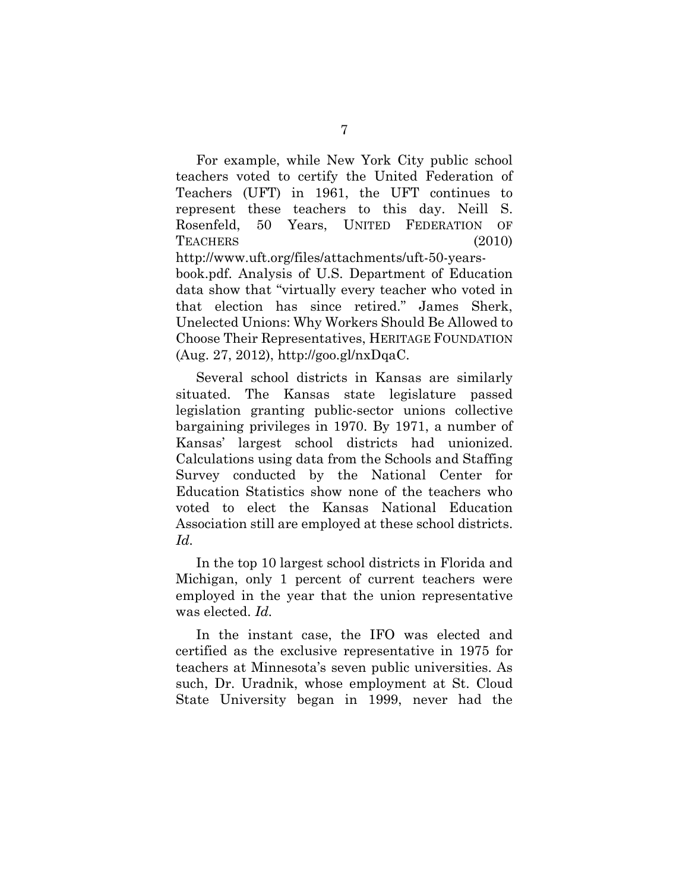For example, while New York City public school teachers voted to certify the United Federation of Teachers (UFT) in 1961, the UFT continues to represent these teachers to this day. Neill S. Rosenfeld, 50 Years, UNITED FEDERATION OF TEACHERS (2010) http://www.uft.org/files/attachments/uft-50-years-book.pdf. Analysis of U.S. Department of Education data show that "virtually every teacher who voted in that election has since retired." James Sherk, Unelected Unions: Why Workers Should Be Allowed to Choose Their Representatives, HERITAGE FOUNDATION (Aug. 27, 2012), http://goo.gl/nxDqaC.

Several school districts in Kansas are similarly situated. The Kansas state legislature passed legislation granting public-sector unions collective bargaining privileges in 1970. By 1971, a number of Kansas' largest school districts had unionized. Calculations using data from the Schools and Staffing Survey conducted by the National Center for Education Statistics show none of the teachers who voted to elect the Kansas National Education Association still are employed at these school districts. *Id.*

In the top 10 largest school districts in Florida and Michigan, only 1 percent of current teachers were employed in the year that the union representative was elected. *Id.*

In the instant case, the IFO was elected and certified as the exclusive representative in 1975 for teachers at Minnesota's seven public universities. As such, Dr. Uradnik, whose employment at St. Cloud State University began in 1999, never had the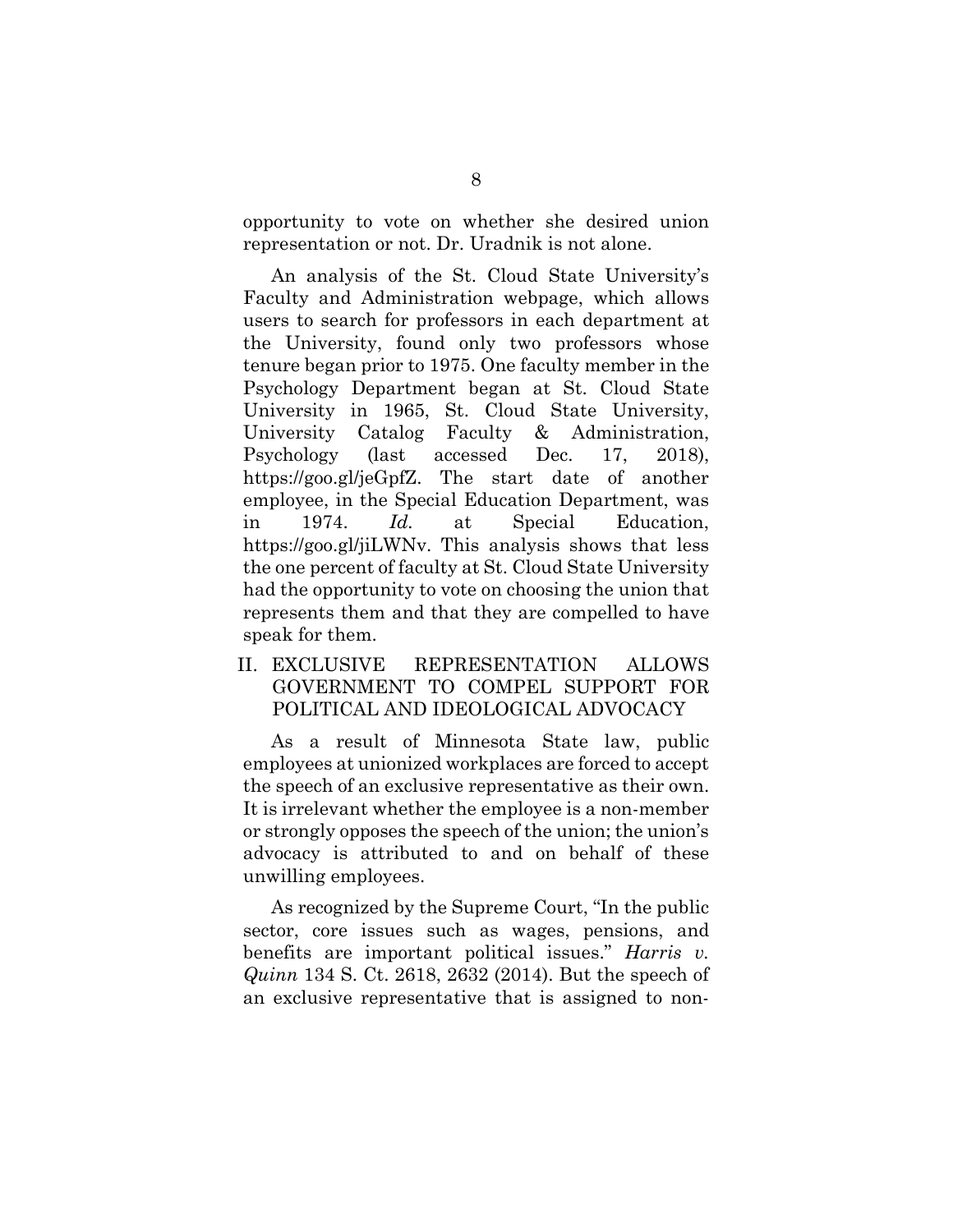opportunity to vote on whether she desired union representation or not. Dr. Uradnik is not alone.

An analysis of the St. Cloud State University's Faculty and Administration webpage, which allows users to search for professors in each department at the University, found only two professors whose tenure began prior to 1975. One faculty member in the Psychology Department began at St. Cloud State University in 1965, St. Cloud State University, University Catalog Faculty & Administration, Psychology (last accessed Dec. 17, 2018), https://goo.gl/jeGpfZ. The start date of another employee, in the Special Education Department, was in 1974. *Id.* at Special Education, https://goo.gl/jiLWNv. This analysis shows that less the one percent of faculty at St. Cloud State University had the opportunity to vote on choosing the union that represents them and that they are compelled to have speak for them.

## II. EXCLUSIVE REPRESENTATION ALLOWS GOVERNMENT TO COMPEL SUPPORT FOR POLITICAL AND IDEOLOGICAL ADVOCACY

As a result of Minnesota State law, public employees at unionized workplaces are forced to accept the speech of an exclusive representative as their own. It is irrelevant whether the employee is a non-member or strongly opposes the speech of the union; the union's advocacy is attributed to and on behalf of these unwilling employees.

As recognized by the Supreme Court, "In the public sector, core issues such as wages, pensions, and benefits are important political issues." *Harris v. Quinn* 134 S. Ct. 2618, 2632 (2014). But the speech of an exclusive representative that is assigned to non-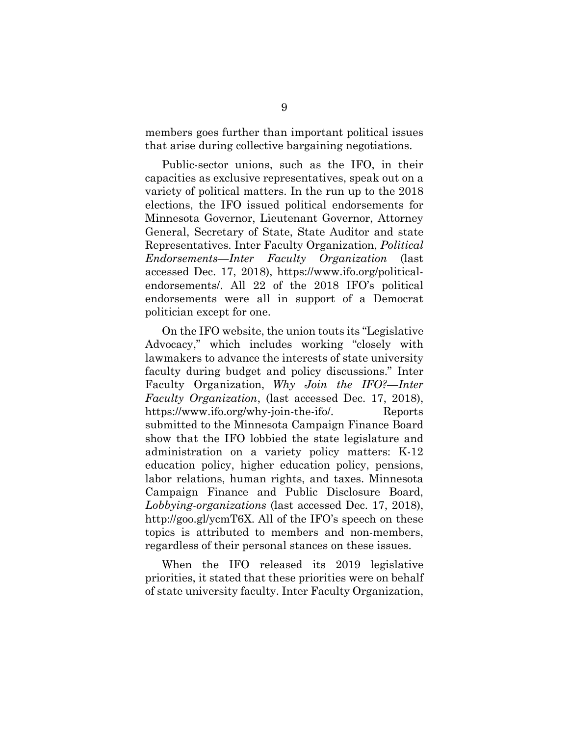members goes further than important political issues that arise during collective bargaining negotiations.

Public-sector unions, such as the IFO, in their capacities as exclusive representatives, speak out on a variety of political matters. In the run up to the 2018 elections, the IFO issued political endorsements for Minnesota Governor, Lieutenant Governor, Attorney General, Secretary of State, State Auditor and state Representatives. Inter Faculty Organization, *Political Endorsements—Inter Faculty Organization* (last accessed Dec. 17, 2018), https://www.ifo.org/political-endorsements/. All 22 of the 2018 IFO's political endorsements were all in support of a Democrat politician except for one.

On the IFO website, the union touts its "Legislative Advocacy," which includes working "closely with lawmakers to advance the interests of state university faculty during budget and policy discussions." Inter Faculty Organization, *Why Join the IFO?—Inter Faculty Organization*, (last accessed Dec. 17, 2018), https://www.ifo.org/why-join-the-ifo/. Reports submitted to the Minnesota Campaign Finance Board show that the IFO lobbied the state legislature and administration on a variety policy matters: K-12 education policy, higher education policy, pensions, labor relations, human rights, and taxes. Minnesota Campaign Finance and Public Disclosure Board, *Lobbying-organizations* (last accessed Dec. 17, 2018), http://goo.gl/ycmT6X. All of the IFO's speech on these topics is attributed to members and non-members, regardless of their personal stances on these issues.

When the IFO released its 2019 legislative priorities, it stated that these priorities were on behalf of state university faculty. Inter Faculty Organization,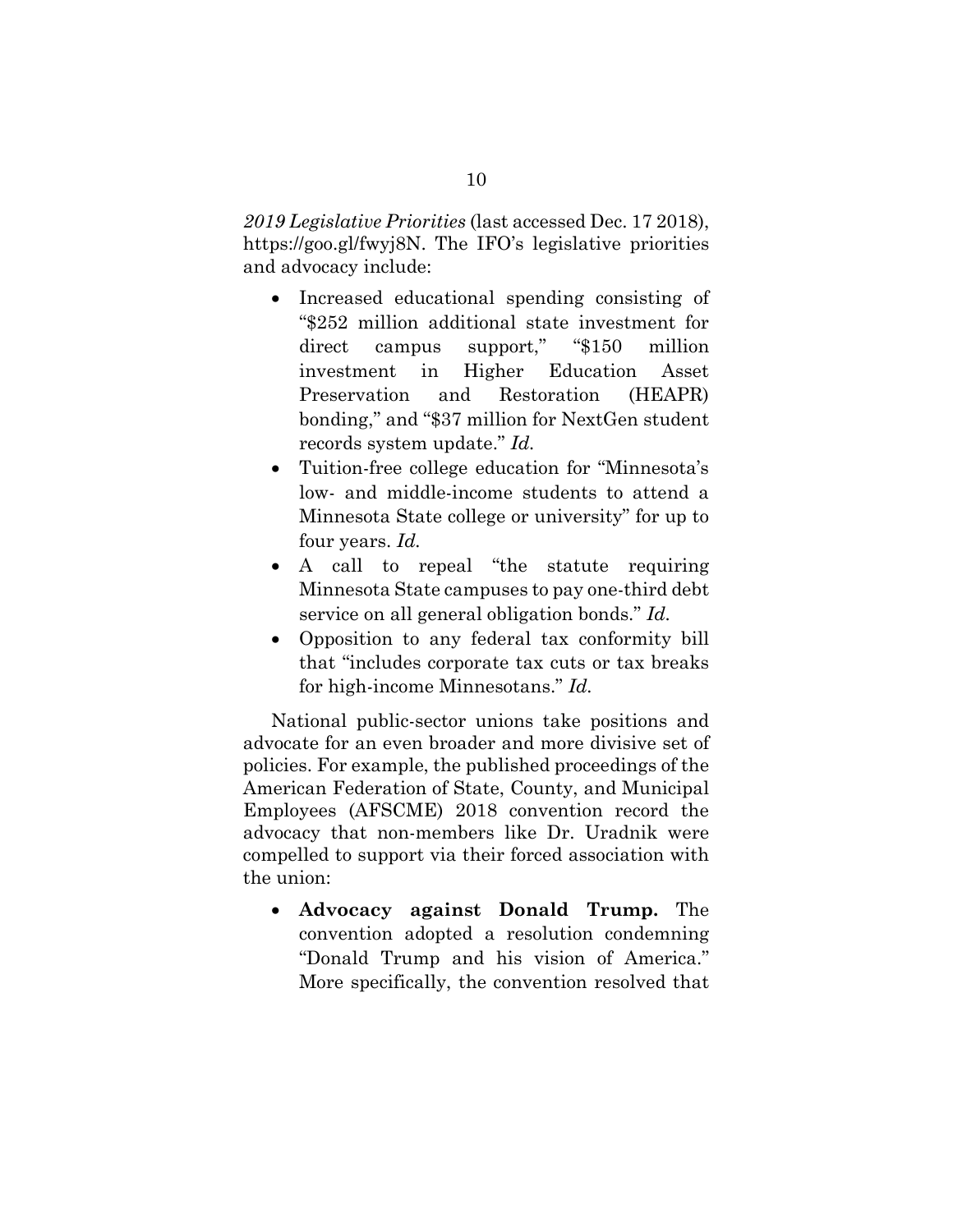*2019 Legislative Priorities* (last accessed Dec. 17 2018), https://goo.gl/fwyj8N. The IFO's legislative priorities and advocacy include:

- Increased educational spending consisting of "$252 million additional state investment for direct campus support," "$150 million investment in Higher Education Asset Preservation and Restoration (HEAPR) bonding," and "$37 million for NextGen student records system update." *Id.*
- Tuition-free college education for "Minnesota's low- and middle-income students to attend a Minnesota State college or university" for up to four years. *Id.*
- A call to repeal "the statute requiring Minnesota State campuses to pay one-third debt service on all general obligation bonds." *Id.*
- Opposition to any federal tax conformity bill that "includes corporate tax cuts or tax breaks for high-income Minnesotans." *Id.*

National public-sector unions take positions and advocate for an even broader and more divisive set of policies. For example, the published proceedings of the American Federation of State, County, and Municipal Employees (AFSCME) 2018 convention record the advocacy that non-members like Dr. Uradnik were compelled to support via their forced association with the union:

- **Advocacy against Donald Trump.** The convention adopted a resolution condemning "Donald Trump and his vision of America." More specifically, the convention resolved that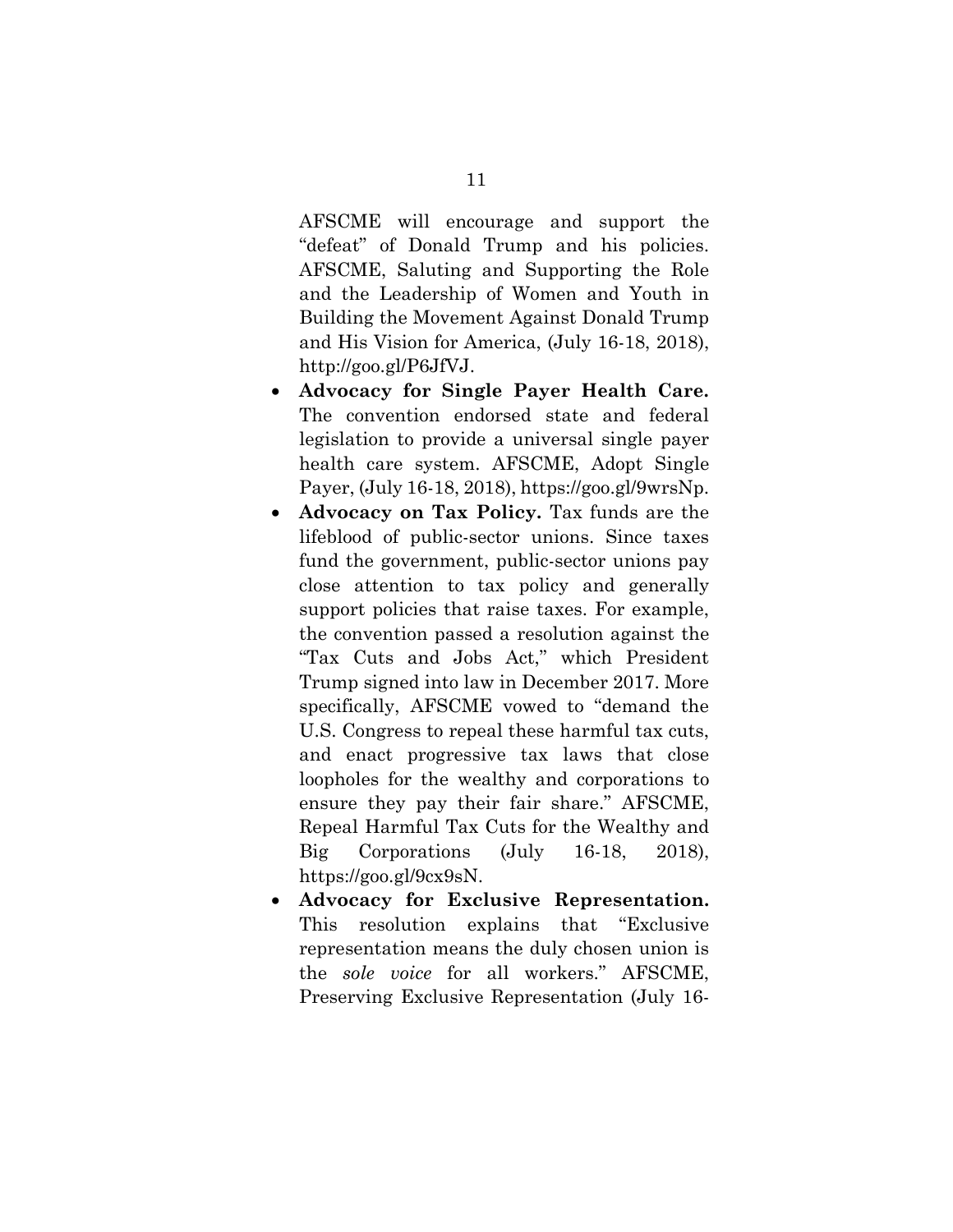AFSCME will encourage and support the "defeat" of Donald Trump and his policies. AFSCME, Saluting and Supporting the Role and the Leadership of Women and Youth in Building the Movement Against Donald Trump and His Vision for America, (July 16-18, 2018), http://goo.gl/P6JfVJ.

- **Advocacy for Single Payer Health Care.** The convention endorsed state and federal legislation to provide a universal single payer health care system. AFSCME, Adopt Single Payer, (July 16-18, 2018), https://goo.gl/9wrsNp.
- **Advocacy on Tax Policy.** Tax funds are the lifeblood of public-sector unions. Since taxes fund the government, public-sector unions pay close attention to tax policy and generally support policies that raise taxes. For example, the convention passed a resolution against the "Tax Cuts and Jobs Act," which President Trump signed into law in December 2017. More specifically, AFSCME vowed to "demand the U.S. Congress to repeal these harmful tax cuts, and enact progressive tax laws that close loopholes for the wealthy and corporations to ensure they pay their fair share." AFSCME, Repeal Harmful Tax Cuts for the Wealthy and Big Corporations (July 16-18, 2018), https://goo.gl/9cx9sN.
- **Advocacy for Exclusive Representation.** This resolution explains that "Exclusive representation means the duly chosen union is the *sole voice* for all workers." AFSCME, Preserving Exclusive Representation (July 16-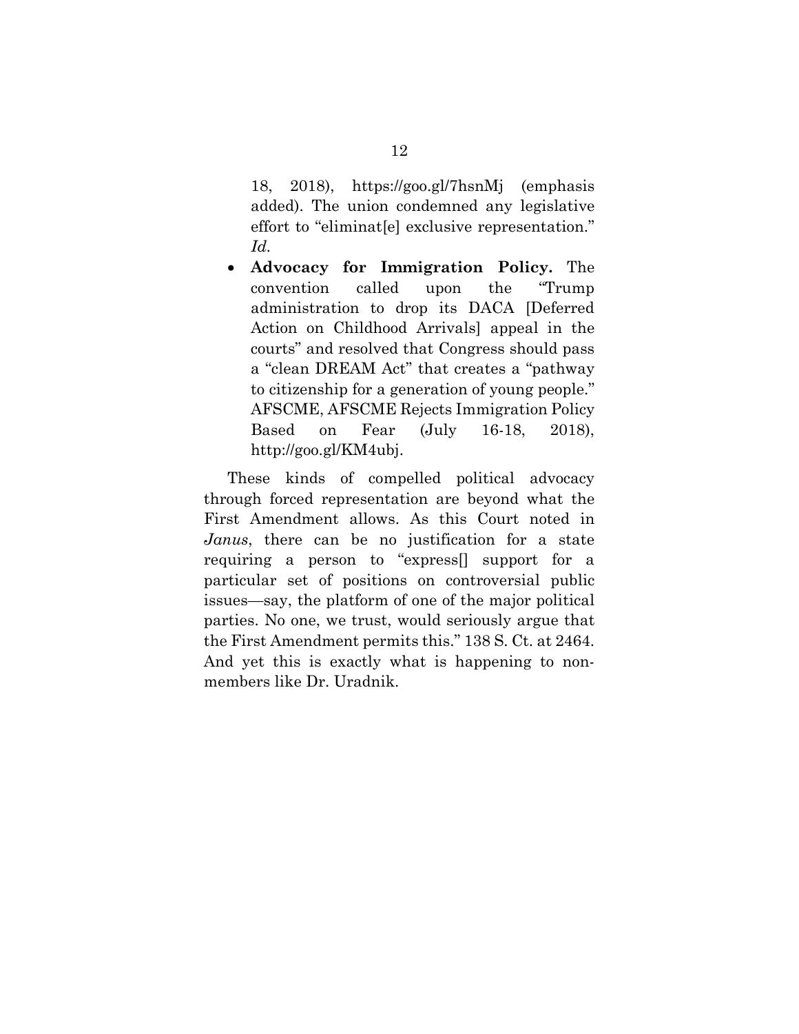18, 2018), https://goo.gl/7hsnMj (emphasis added). The union condemned any legislative effort to "eliminat[e] exclusive representation." *Id.*

- **Advocacy for Immigration Policy.** The convention called upon the "Trump administration to drop its DACA [Deferred Action on Childhood Arrivals] appeal in the courts" and resolved that Congress should pass a "clean DREAM Act" that creates a "pathway to citizenship for a generation of young people." AFSCME, AFSCME Rejects Immigration Policy Based on Fear (July 16-18, 2018), http://goo.gl/KM4ubj.

These kinds of compelled political advocacy through forced representation are beyond what the First Amendment allows. As this Court noted in *Janus*, there can be no justification for a state requiring a person to "express[] support for a particular set of positions on controversial public issues—say, the platform of one of the major political parties. No one, we trust, would seriously argue that the First Amendment permits this." 138 S. Ct. at 2464. And yet this is exactly what is happening to non-members like Dr. Uradnik.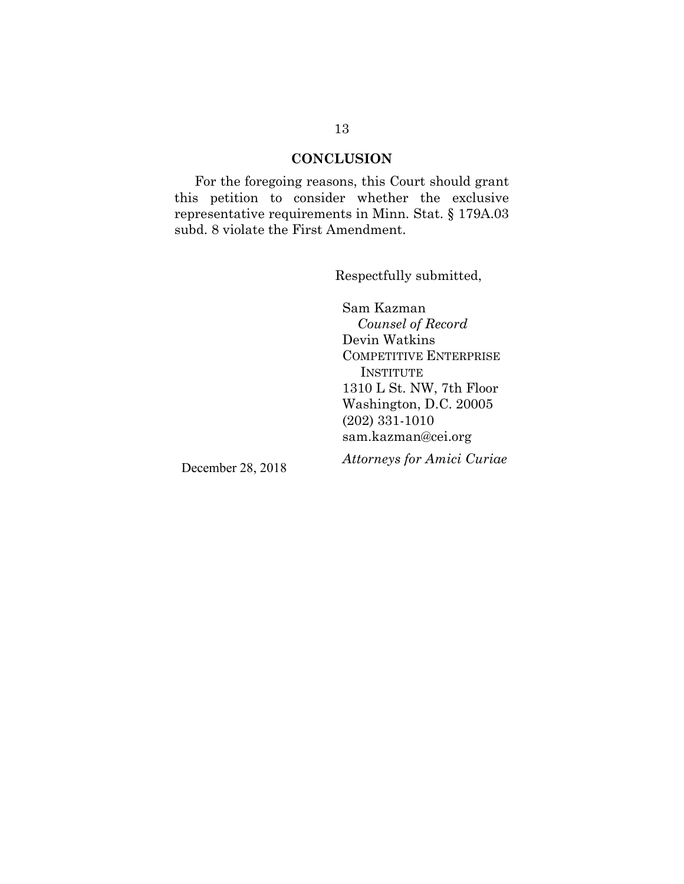## CONCLUSION

For the foregoing reasons, this Court should grant this petition to consider whether the exclusive representative requirements in Minn. Stat. § 179A.03 subd. 8 violate the First Amendment.

Respectfully submitted,

Sam Kazman
*Counsel of Record*
Devin Watkins
COMPETITIVE ENTERPRISE INSTITUTE
1310 L St. NW, 7th Floor
Washington, D.C. 20005
(202) 331-1010
sam.kazman@cei.org

*Attorneys for Amici Curiae*

December 28, 2018